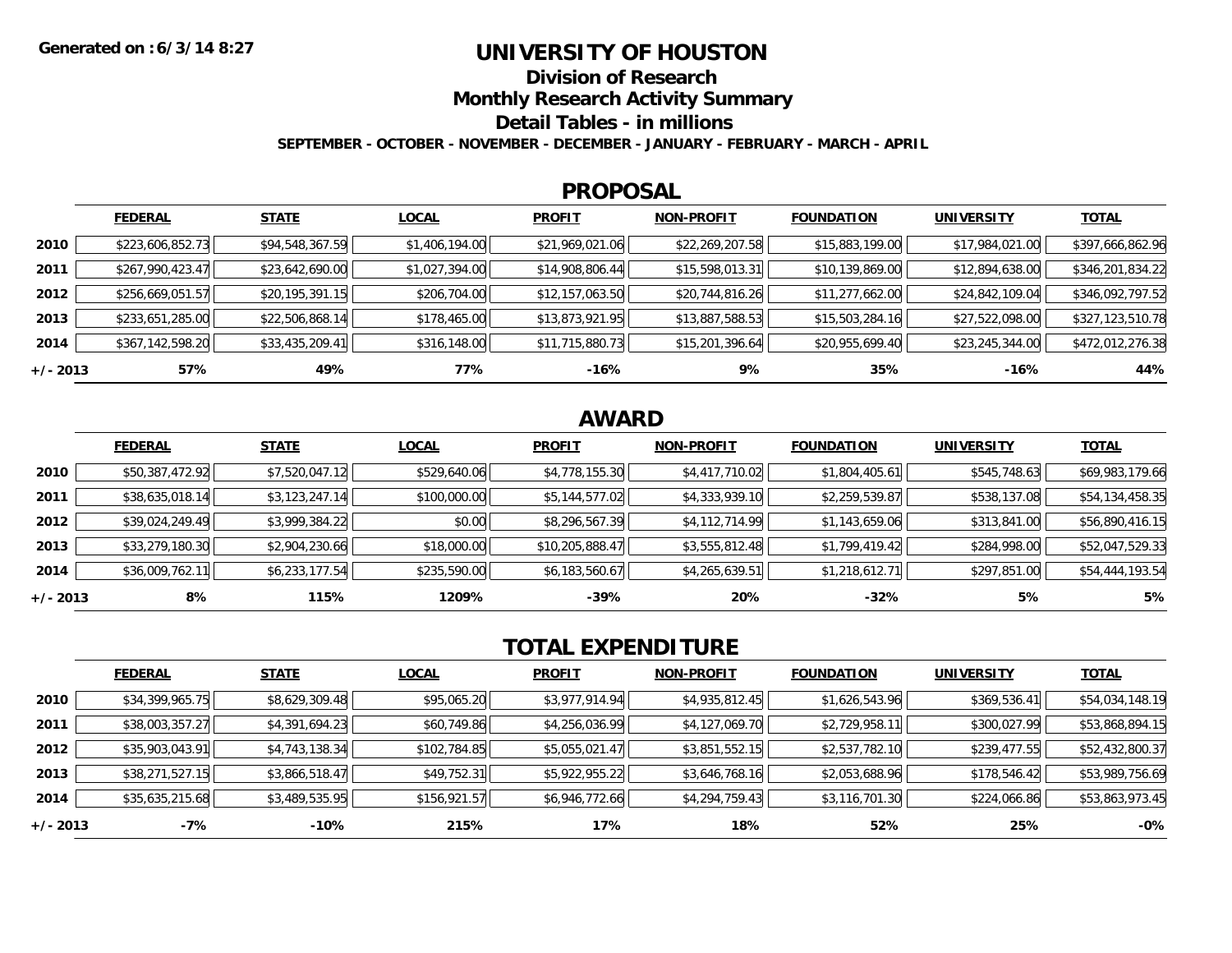**Generated on : 6/3/14 8:27**

# UNIVERSITY OF HOUSTON

## Division of Research

## Monthly Research Activity Summary

## Detail Tables - in millions

**SEPTEMBER - OCTOBER - NOVEMBER - DECEMBER - JANUARY - FEBRUARY - MARCH - APRIL**

## PROPOSAL

| | FEDERAL | STATE | LOCAL | PROFIT | NON-PROFIT | FOUNDATION | UNIVERSITY | TOTAL |
|---|---|---|---|---|---|---|---|---|
| **2010** | $223,606,852.73 | $94,548,367.59 | $1,406,194.00 | $21,969,021.06 | $22,269,207.58 | $15,883,199.00 | $17,984,021.00 | $397,666,862.96 |
| **2011** | $267,990,423.47 | $23,642,690.00 | $1,027,394.00 | $14,908,806.44 | $15,598,013.31 | $10,139,869.00 | $12,894,638.00 | $346,201,834.22 |
| **2012** | $256,669,051.57 | $20,195,391.15 | $206,704.00 | $12,157,063.50 | $20,744,816.26 | $11,277,662.00 | $24,842,109.04 | $346,092,797.52 |
| **2013** | $233,651,285.00 | $22,506,868.14 | $178,465.00 | $13,873,921.95 | $13,887,588.53 | $15,503,284.16 | $27,522,098.00 | $327,123,510.78 |
| **2014** | $367,142,598.20 | $33,435,209.41 | $316,148.00 | $11,715,880.73 | $15,201,396.64 | $20,955,699.40 | $23,245,344.00 | $472,012,276.38 |
| **+/- 2013** | **57%** | **49%** | **77%** | **-16%** | **9%** | **35%** | **-16%** | **44%** |

## AWARD

| | FEDERAL | STATE | LOCAL | PROFIT | NON-PROFIT | FOUNDATION | UNIVERSITY | TOTAL |
|---|---|---|---|---|---|---|---|---|
| **2010** | $50,387,472.92 | $7,520,047.12 | $529,640.06 | $4,778,155.30 | $4,417,710.02 | $1,804,405.61 | $545,748.63 | $69,983,179.66 |
| **2011** | $38,635,018.14 | $3,123,247.14 | $100,000.00 | $5,144,577.02 | $4,333,939.10 | $2,259,539.87 | $538,137.08 | $54,134,458.35 |
| **2012** | $39,024,249.49 | $3,999,384.22 | $0.00 | $8,296,567.39 | $4,112,714.99 | $1,143,659.06 | $313,841.00 | $56,890,416.15 |
| **2013** | $33,279,180.30 | $2,904,230.66 | $18,000.00 | $10,205,888.47 | $3,555,812.48 | $1,799,419.42 | $284,998.00 | $52,047,529.33 |
| **2014** | $36,009,762.11 | $6,233,177.54 | $235,590.00 | $6,183,560.67 | $4,265,639.51 | $1,218,612.71 | $297,851.00 | $54,444,193.54 |
| **+/- 2013** | **8%** | **115%** | **1209%** | **-39%** | **20%** | **-32%** | **5%** | **5%** |

## TOTAL EXPENDITURE

| | FEDERAL | STATE | LOCAL | PROFIT | NON-PROFIT | FOUNDATION | UNIVERSITY | TOTAL |
|---|---|---|---|---|---|---|---|---|
| **2010** | $34,399,965.75 | $8,629,309.48 | $95,065.20 | $3,977,914.94 | $4,935,812.45 | $1,626,543.96 | $369,536.41 | $54,034,148.19 |
| **2011** | $38,003,357.27 | $4,391,694.23 | $60,749.86 | $4,256,036.99 | $4,127,069.70 | $2,729,958.11 | $300,027.99 | $53,868,894.15 |
| **2012** | $35,903,043.91 | $4,743,138.34 | $102,784.85 | $5,055,021.47 | $3,851,552.15 | $2,537,782.10 | $239,477.55 | $52,432,800.37 |
| **2013** | $38,271,527.15 | $3,866,518.47 | $49,752.31 | $5,922,955.22 | $3,646,768.16 | $2,053,688.96 | $178,546.42 | $53,989,756.69 |
| **2014** | $35,635,215.68 | $3,489,535.95 | $156,921.57 | $6,946,772.66 | $4,294,759.43 | $3,116,701.30 | $224,066.86 | $53,863,973.45 |
| **+/- 2013** | **-7%** | **-10%** | **215%** | **17%** | **18%** | **52%** | **25%** | **-0%** |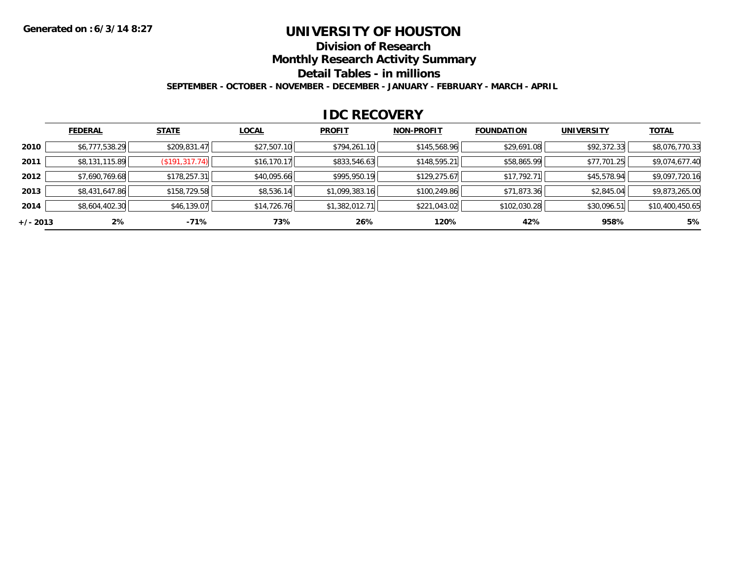**Generated on :6/3/14 8:27**

# UNIVERSITY OF HOUSTON

## Division of Research

## Monthly Research Activity Summary

## Detail Tables - in millions

**SEPTEMBER - OCTOBER - NOVEMBER - DECEMBER - JANUARY - FEBRUARY - MARCH - APRIL**

## IDC RECOVERY

| | FEDERAL | STATE | LOCAL | PROFIT | NON-PROFIT | FOUNDATION | UNIVERSITY | TOTAL |
|---|---|---|---|---|---|---|---|---|
| **2010** | $6,777,538.29 | $209,831.47 | $27,507.10 | $794,261.10 | $145,568.96 | $29,691.08 | $92,372.33 | $8,076,770.33 |
| **2011** | $8,131,115.89 | ($191,317.74) | $16,170.17 | $833,546.63 | $148,595.21 | $58,865.99 | $77,701.25 | $9,074,677.40 |
| **2012** | $7,690,769.68 | $178,257.31 | $40,095.66 | $995,950.19 | $129,275.67 | $17,792.71 | $45,578.94 | $9,097,720.16 |
| **2013** | $8,431,647.86 | $158,729.58 | $8,536.14 | $1,099,383.16 | $100,249.86 | $71,873.36 | $2,845.04 | $9,873,265.00 |
| **2014** | $8,604,402.30 | $46,139.07 | $14,726.76 | $1,382,012.71 | $221,043.02 | $102,030.28 | $30,096.51 | $10,400,450.65 |
| **+/- 2013** | **2%** | **-71%** | **73%** | **26%** | **120%** | **42%** | **958%** | **5%** |